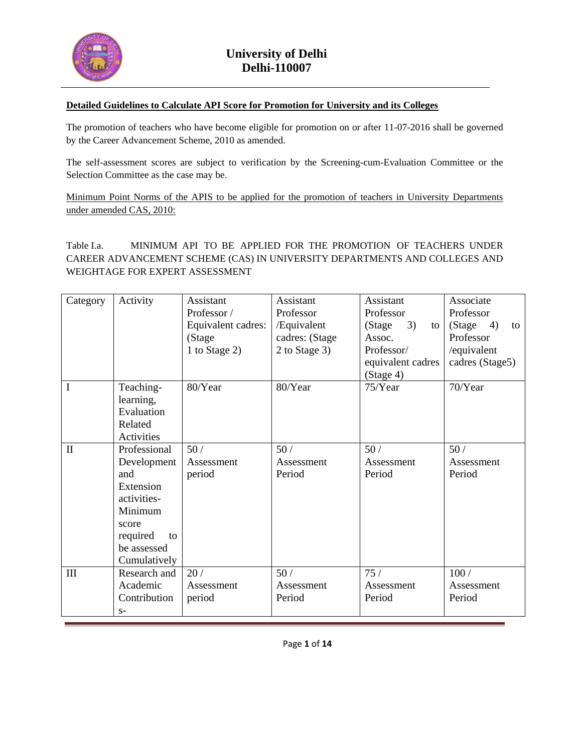# University of Delhi
# Delhi-110007

**Detailed Guidelines to Calculate API Score for Promotion for University and its Colleges**

The promotion of teachers who have become eligible for promotion on or after 11-07-2016 shall be governed by the Career Advancement Scheme, 2010 as amended.

The self-assessment scores are subject to verification by the Screening-cum-Evaluation Committee or the Selection Committee as the case may be.

Minimum Point Norms of the APIS to be applied for the promotion of teachers in University Departments under amended CAS, 2010:

Table I.a. MINIMUM API TO BE APPLIED FOR THE PROMOTION OF TEACHERS UNDER CAREER ADVANCEMENT SCHEME (CAS) IN UNIVERSITY DEPARTMENTS AND COLLEGES AND WEIGHTAGE FOR EXPERT ASSESSMENT

| Category | Activity | Assistant Professor / Equivalent cadres: (Stage 1 to Stage 2) | Assistant Professor /Equivalent cadres: (Stage 2 to Stage 3) | Assistant Professor (Stage 3) to Assoc. Professor/ equivalent cadres (Stage 4) | Associate Professor (Stage 4) to Professor /equivalent cadres (Stage5) |
|---|---|---|---|---|---|
| I | Teaching-learning, Evaluation Related Activities | 80/Year | 80/Year | 75/Year | 70/Year |
| II | Professional Development and Extension activities- Minimum score required to be assessed Cumulatively | 50 / Assessment period | 50 / Assessment Period | 50 / Assessment Period | 50 / Assessment Period |
| III | Research and Academic Contributions- | 20 / Assessment period | 50 / Assessment Period | 75 / Assessment Period | 100 / Assessment Period |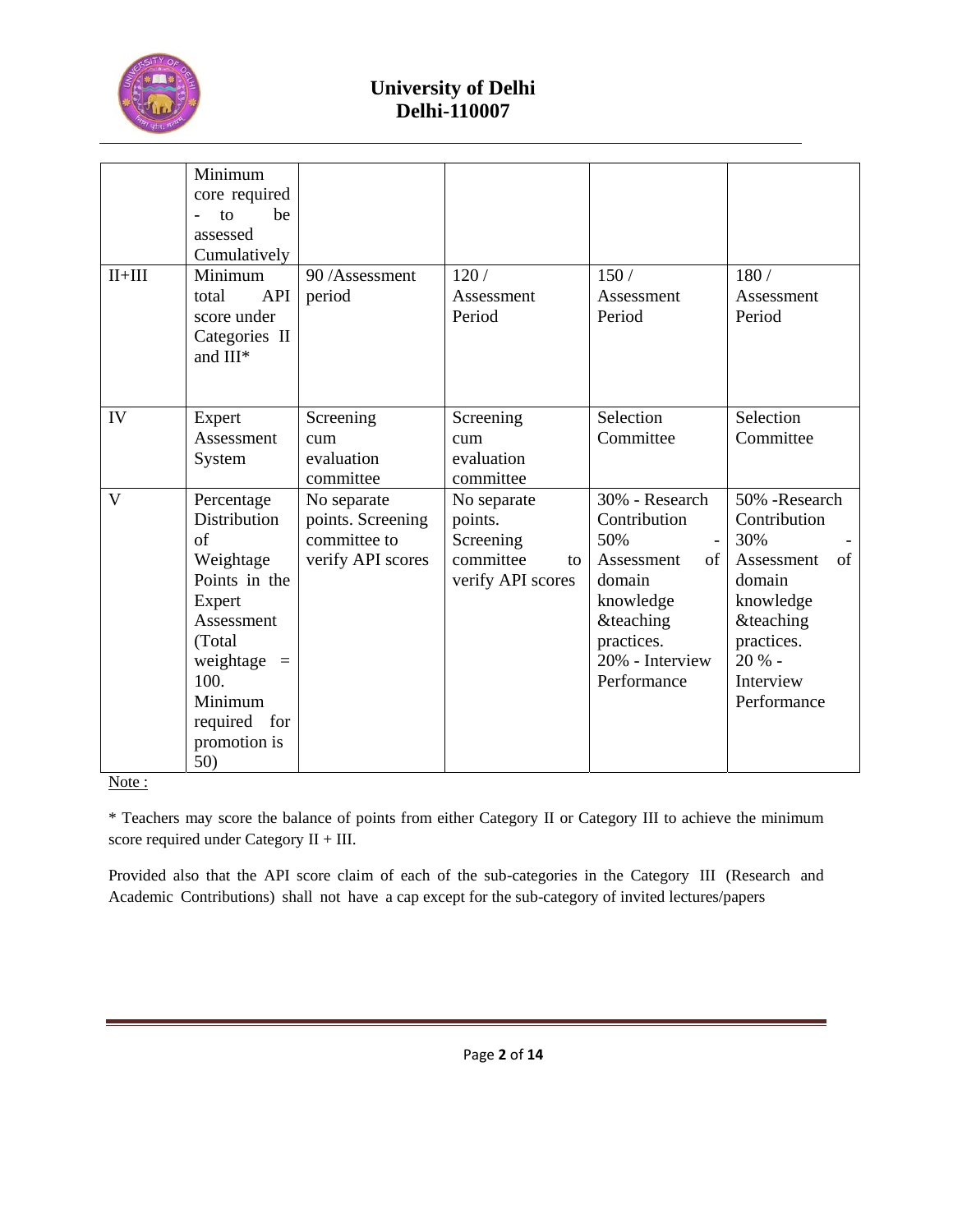| | | | | | |
|---|---|---|---|---|---|
| | Minimum core required - to be assessed Cumulatively | | | | |
| II+III | Minimum total API score under Categories II and III* | 90 /Assessment period | 120 / Assessment Period | 150 / Assessment Period | 180 / Assessment Period |
| IV | Expert Assessment System | Screening cum evaluation committee | Screening cum evaluation committee | Selection Committee | Selection Committee |
| V | Percentage Distribution of Weightage Points in the Expert Assessment (Total weightage = 100. Minimum required for promotion is 50) | No separate points. Screening committee to verify API scores | No separate points. Screening committee to verify API scores | 30% - Research Contribution 50% - Assessment of domain knowledge &teaching practices. 20% - Interview Performance | 50% -Research Contribution 30% - Assessment of domain knowledge &teaching practices. 20 % - Interview Performance |

Note :

* Teachers may score the balance of points from either Category II or Category III to achieve the minimum score required under Category II + III.

Provided also that the API score claim of each of the sub-categories in the Category III (Research and Academic Contributions) shall not have a cap except for the sub-category of invited lectures/papers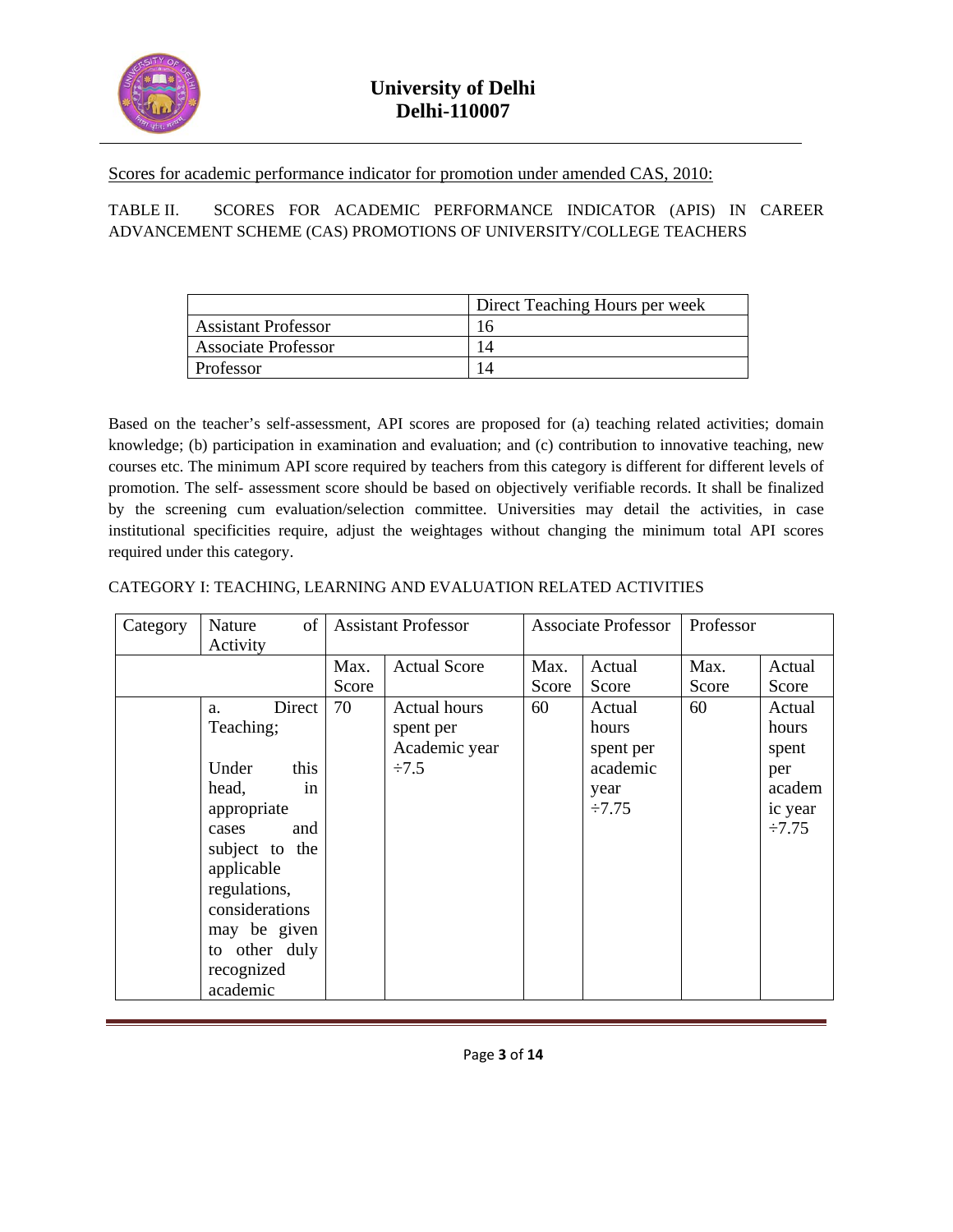# University of Delhi
## Delhi-110007

<u>Scores for academic performance indicator for promotion under amended CAS, 2010:</u>

TABLE II. SCORES FOR ACADEMIC PERFORMANCE INDICATOR (APIS) IN CAREER ADVANCEMENT SCHEME (CAS) PROMOTIONS OF UNIVERSITY/COLLEGE TEACHERS

| | Direct Teaching Hours per week |
|---|---|
| Assistant Professor | 16 |
| Associate Professor | 14 |
| Professor | 14 |

Based on the teacher's self-assessment, API scores are proposed for (a) teaching related activities; domain knowledge; (b) participation in examination and evaluation; and (c) contribution to innovative teaching, new courses etc. The minimum API score required by teachers from this category is different for different levels of promotion. The self- assessment score should be based on objectively verifiable records. It shall be finalized by the screening cum evaluation/selection committee. Universities may detail the activities, in case institutional specificities require, adjust the weightages without changing the minimum total API scores required under this category.

CATEGORY I: TEACHING, LEARNING AND EVALUATION RELATED ACTIVITIES

| Category | Nature of Activity | Assistant Professor | | Associate Professor | | Professor | |
|---|---|---|---|---|---|---|---|
| | | Max. Score | Actual Score | Max. Score | Actual Score | Max. Score | Actual Score |
| | a. Direct Teaching; Under this head, in appropriate cases and subject to the applicable regulations, considerations may be given to other duly recognized academic | 70 | Actual hours spent per Academic year ÷7.5 | 60 | Actual hours spent per academic year ÷7.75 | 60 | Actual hours spent per academic year ÷7.75 |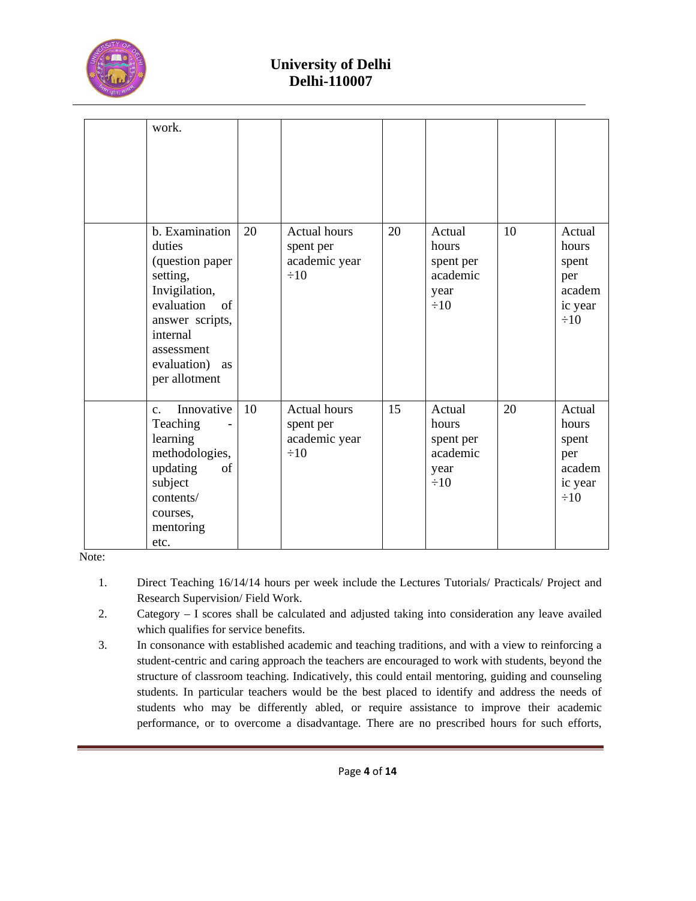| | | | | | | | |
|---|---|---|---|---|---|---|---|
| | work. | | | | | | |
| | b. Examination duties (question paper setting, Invigilation, evaluation of answer scripts, internal assessment evaluation) as per allotment | 20 | Actual hours spent per academic year ÷10 | 20 | Actual hours spent per academic year ÷10 | 10 | Actual hours spent per academic year ÷10 |
| | c. Innovative Teaching - learning methodologies, updating of subject contents/ courses, mentoring etc. | 10 | Actual hours spent per academic year ÷10 | 15 | Actual hours spent per academic year ÷10 | 20 | Actual hours spent per academic year ÷10 |

Note:

1. Direct Teaching 16/14/14 hours per week include the Lectures Tutorials/ Practicals/ Project and Research Supervision/ Field Work.
2. Category – I scores shall be calculated and adjusted taking into consideration any leave availed which qualifies for service benefits.
3. In consonance with established academic and teaching traditions, and with a view to reinforcing a student-centric and caring approach the teachers are encouraged to work with students, beyond the structure of classroom teaching. Indicatively, this could entail mentoring, guiding and counseling students. In particular teachers would be the best placed to identify and address the needs of students who may be differently abled, or require assistance to improve their academic performance, or to overcome a disadvantage. There are no prescribed hours for such efforts,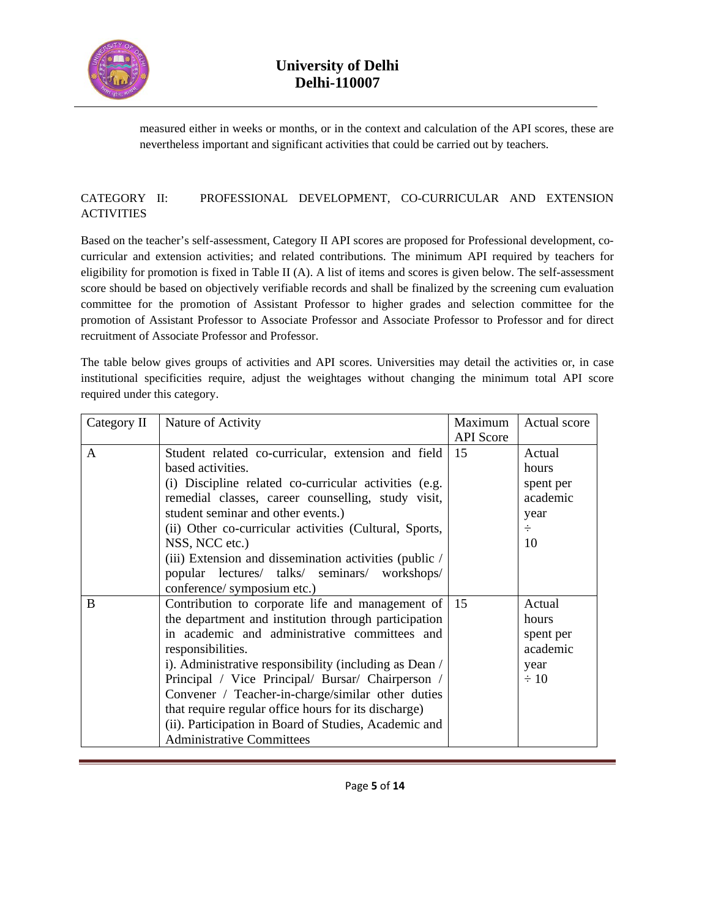measured either in weeks or months, or in the context and calculation of the API scores, these are nevertheless important and significant activities that could be carried out by teachers.

## CATEGORY II: PROFESSIONAL DEVELOPMENT, CO-CURRICULAR AND EXTENSION ACTIVITIES

Based on the teacher's self-assessment, Category II API scores are proposed for Professional development, co-curricular and extension activities; and related contributions. The minimum API required by teachers for eligibility for promotion is fixed in Table II (A). A list of items and scores is given below. The self-assessment score should be based on objectively verifiable records and shall be finalized by the screening cum evaluation committee for the promotion of Assistant Professor to higher grades and selection committee for the promotion of Assistant Professor to Associate Professor and Associate Professor to Professor and for direct recruitment of Associate Professor and Professor.

The table below gives groups of activities and API scores. Universities may detail the activities or, in case institutional specificities require, adjust the weightages without changing the minimum total API score required under this category.

| Category II | Nature of Activity | Maximum API Score | Actual score |
|---|---|---|---|
| A | Student related co-curricular, extension and field based activities.<br>(i) Discipline related co-curricular activities (e.g. remedial classes, career counselling, study visit, student seminar and other events.)<br>(ii) Other co-curricular activities (Cultural, Sports, NSS, NCC etc.)<br>(iii) Extension and dissemination activities (public / popular lectures/ talks/ seminars/ workshops/ conference/ symposium etc.) | 15 | Actual hours spent per academic year ÷ 10 |
| B | Contribution to corporate life and management of the department and institution through participation in academic and administrative committees and responsibilities.<br>i). Administrative responsibility (including as Dean / Principal / Vice Principal/ Bursar/ Chairperson / Convener / Teacher-in-charge/similar other duties that require regular office hours for its discharge)<br>(ii). Participation in Board of Studies, Academic and Administrative Committees | 15 | Actual hours spent per academic year ÷ 10 |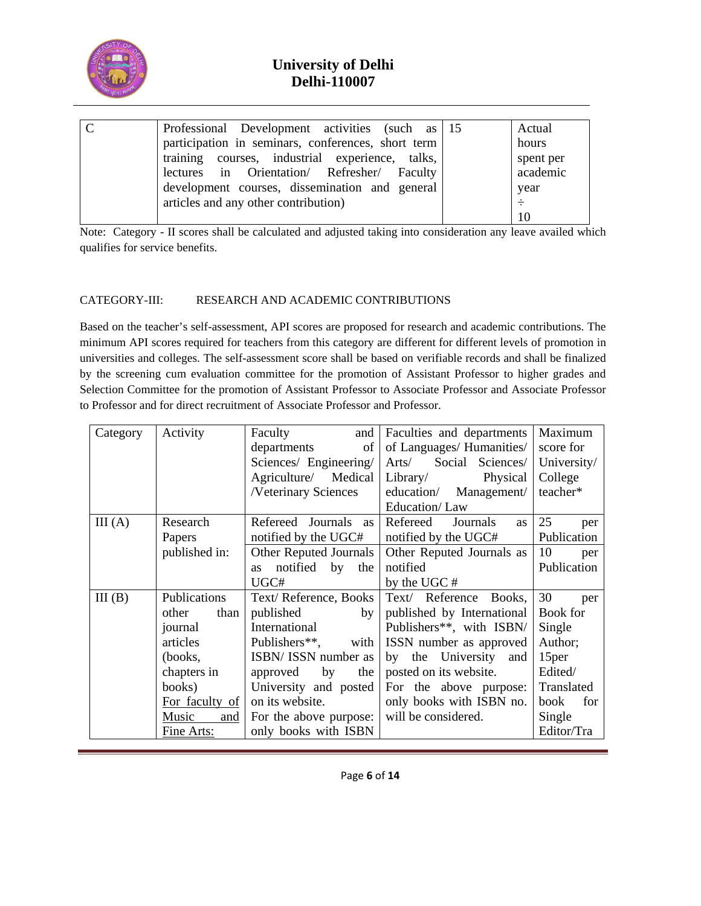| C | Professional Development activities (such as participation in seminars, conferences, short term training courses, industrial experience, talks, lectures in Orientation/ Refresher/ Faculty development courses, dissemination and general articles and any other contribution) | 15 | Actual hours spent per academic year ÷ 10 |
|---|---|---|---|

Note: Category - II scores shall be calculated and adjusted taking into consideration any leave availed which qualifies for service benefits.

CATEGORY-III: RESEARCH AND ACADEMIC CONTRIBUTIONS

Based on the teacher's self-assessment, API scores are proposed for research and academic contributions. The minimum API scores required for teachers from this category are different for different levels of promotion in universities and colleges. The self-assessment score shall be based on verifiable records and shall be finalized by the screening cum evaluation committee for the promotion of Assistant Professor to higher grades and Selection Committee for the promotion of Assistant Professor to Associate Professor and Associate Professor to Professor and for direct recruitment of Associate Professor and Professor.

| Category | Activity | Faculty and departments of Sciences/ Engineering/ Agriculture/ Medical /Veterinary Sciences | Faculties and departments of Languages/ Humanities/ Arts/ Social Sciences/ Library/ Physical education/ Management/ Education/ Law | Maximum score for University/ College teacher* |
|---|---|---|---|---|
| III (A) | Research Papers published in: | Refereed Journals as notified by the UGC# | Refereed Journals as notified by the UGC# | 25 per Publication |
| | | Other Reputed Journals as notified by the UGC# | Other Reputed Journals as notified by the UGC # | 10 per Publication |
| III (B) | Publications other than journal articles (books, chapters in books) For faculty of Music and Fine Arts: | Text/ Reference, Books published by International Publishers**, with ISBN/ ISSN number as approved by the University and posted on its website. For the above purpose: only books with ISBN | Text/ Reference Books, published by International Publishers**, with ISBN/ ISSN number as approved by the University and posted on its website. For the above purpose: only books with ISBN no. will be considered. | 30 per Book for Single Author; 15per Edited/ Translated book for Single Editor/Tra |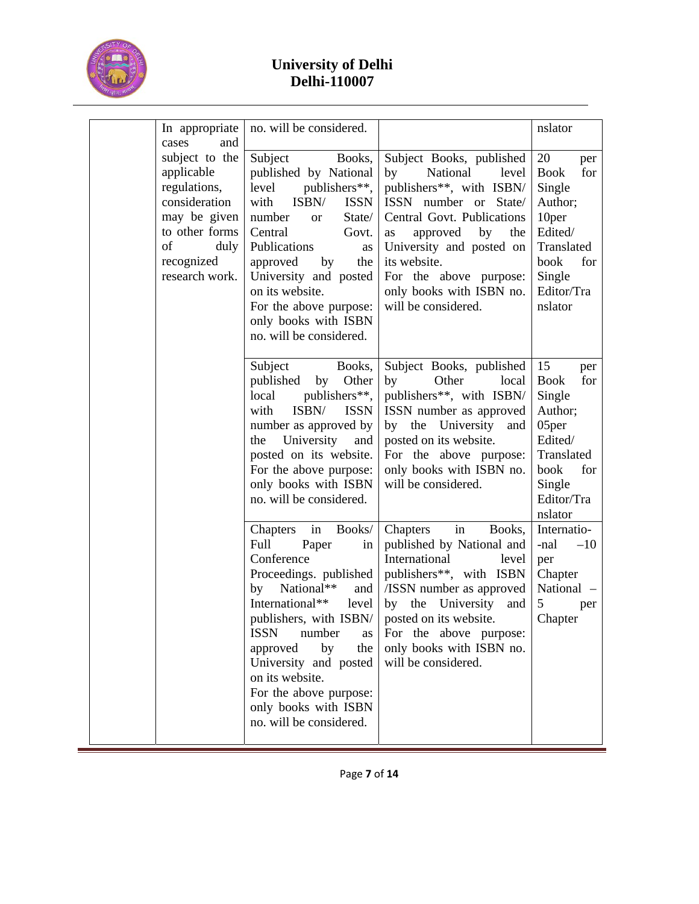# University of Delhi
# Delhi-110007

| | | | | |
|---|---|---|---|---|
| | In appropriate cases and subject to the applicable regulations, consideration may be given to other forms of duly recognized research work. | no. will be considered. | | nslator |
| | | Subject Books, published by National level publishers**, with ISBN/ ISSN number or State/ Central Govt. Publications as approved by the University and posted on its website. For the above purpose: only books with ISBN no. will be considered. | Subject Books, published by National level publishers**, with ISBN/ ISSN number or State/ Central Govt. Publications as approved by the University and posted on its website. For the above purpose: only books with ISBN no. will be considered. | 20 per Book for Single Author; 10per Edited/ Translated book for Single Editor/Translator |
| | | Subject Books, published by Other local publishers**, with ISBN/ ISSN number as approved by the University and posted on its website. For the above purpose: only books with ISBN no. will be considered. | Subject Books, published by Other local publishers**, with ISBN/ ISSN number as approved by the University and posted on its website. For the above purpose: only books with ISBN no. will be considered. | 15 per Book for Single Author; 05per Edited/ Translated book for Single Editor/Translator |
| | | Chapters in Books/ Full Paper in Conference Proceedings. published by National** and International** level publishers, with ISBN/ ISSN number as approved by the University and posted on its website. For the above purpose: only books with ISBN no. will be considered. | Chapters in Books, published by National and International level publishers**, with ISBN /ISSN number as approved by the University and posted on its website. For the above purpose: only books with ISBN no. will be considered. | International –10 per Chapter National – 5 per Chapter |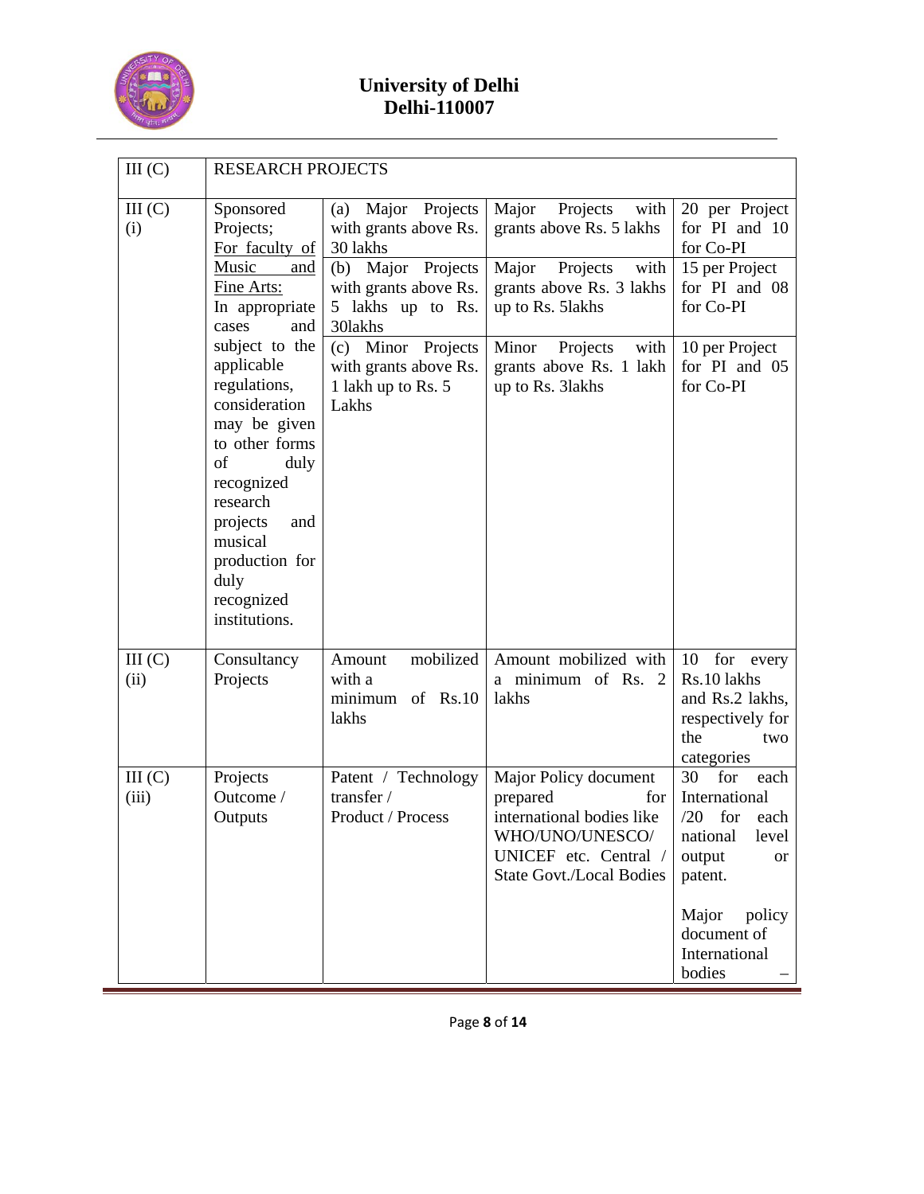# University of Delhi
# Delhi-110007

| III (C) | RESEARCH PROJECTS | | | |
|---|---|---|---|---|
| III (C) (i) | Sponsored Projects; For faculty of Music and Fine Arts: In appropriate cases and subject to the applicable regulations, consideration may be given to other forms of duly recognized research projects and musical production for duly recognized institutions. | (a) Major Projects with grants above Rs. 30 lakhs | Major Projects with grants above Rs. 5 lakhs | 20 per Project for PI and 10 for Co-PI |
| | | (b) Major Projects with grants above Rs. 5 lakhs up to Rs. 30lakhs | Major Projects with grants above Rs. 3 lakhs up to Rs. 5lakhs | 15 per Project for PI and 08 for Co-PI |
| | | (c) Minor Projects with grants above Rs. 1 lakh up to Rs. 5 Lakhs | Minor Projects with grants above Rs. 1 lakh up to Rs. 3lakhs | 10 per Project for PI and 05 for Co-PI |
| III (C) (ii) | Consultancy Projects | Amount mobilized with a minimum of Rs.10 lakhs | Amount mobilized with a minimum of Rs. 2 lakhs | 10 for every Rs.10 lakhs and Rs.2 lakhs, respectively for the two categories |
| III (C) (iii) | Projects Outcome / Outputs | Patent / Technology transfer / Product / Process | Major Policy document prepared for international bodies like WHO/UNO/UNESCO/ UNICEF etc. Central / State Govt./Local Bodies | 30 for each International /20 for each national level output or patent.<br><br>Major policy document of International bodies – |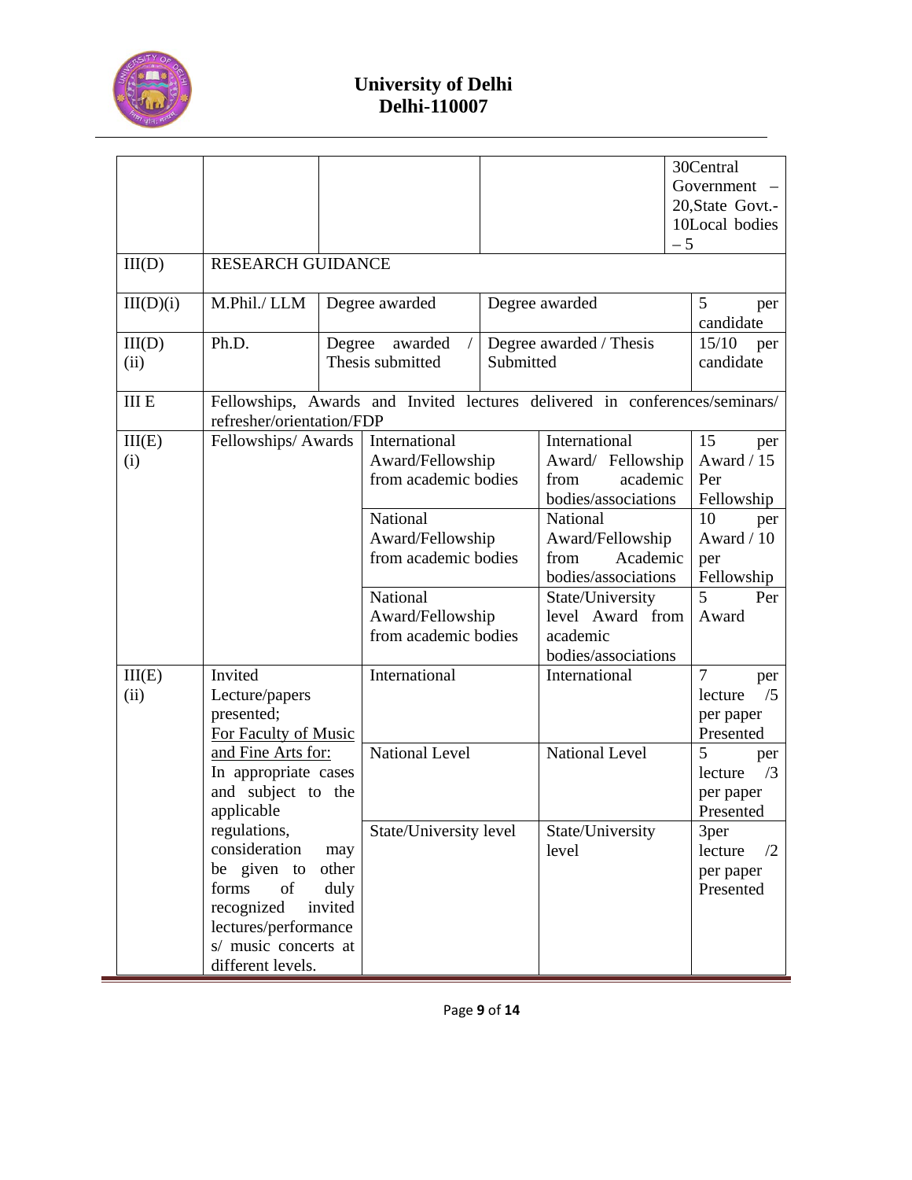| | | | | |
|---|---|---|---|---|
| | | | | 30Central Government – 20,State Govt.- 10Local bodies – 5 |
| III(D) | RESEARCH GUIDANCE | | | |
| III(D)(i) | M.Phil./ LLM | Degree awarded | Degree awarded | 5 per candidate |
| III(D) (ii) | Ph.D. | Degree awarded / Thesis submitted | Degree awarded / Thesis Submitted | 15/10 per candidate |
| III E | Fellowships, Awards and Invited lectures delivered in conferences/seminars/ refresher/orientation/FDP | | | |
| III(E) (i) | Fellowships/ Awards | International Award/Fellowship from academic bodies | International Award/ Fellowship from academic bodies/associations | 15 per Award / 15 Per Fellowship |
| | | National Award/Fellowship from academic bodies | National Award/Fellowship from Academic bodies/associations | 10 per Award / 10 per Fellowship |
| | | National Award/Fellowship from academic bodies | State/University level Award from academic bodies/associations | 5 Per Award |
| III(E) (ii) | Invited Lecture/papers presented; <u>For Faculty of Music and Fine Arts for:</u> In appropriate cases and subject to the applicable regulations, consideration may be given to other forms of duly recognized invited lectures/performances/ music concerts at different levels. | International | International | 7 per lecture /5 per paper Presented |
| | | National Level | National Level | 5 per lecture /3 per paper Presented |
| | | State/University level | State/University level | 3per lecture /2 per paper Presented |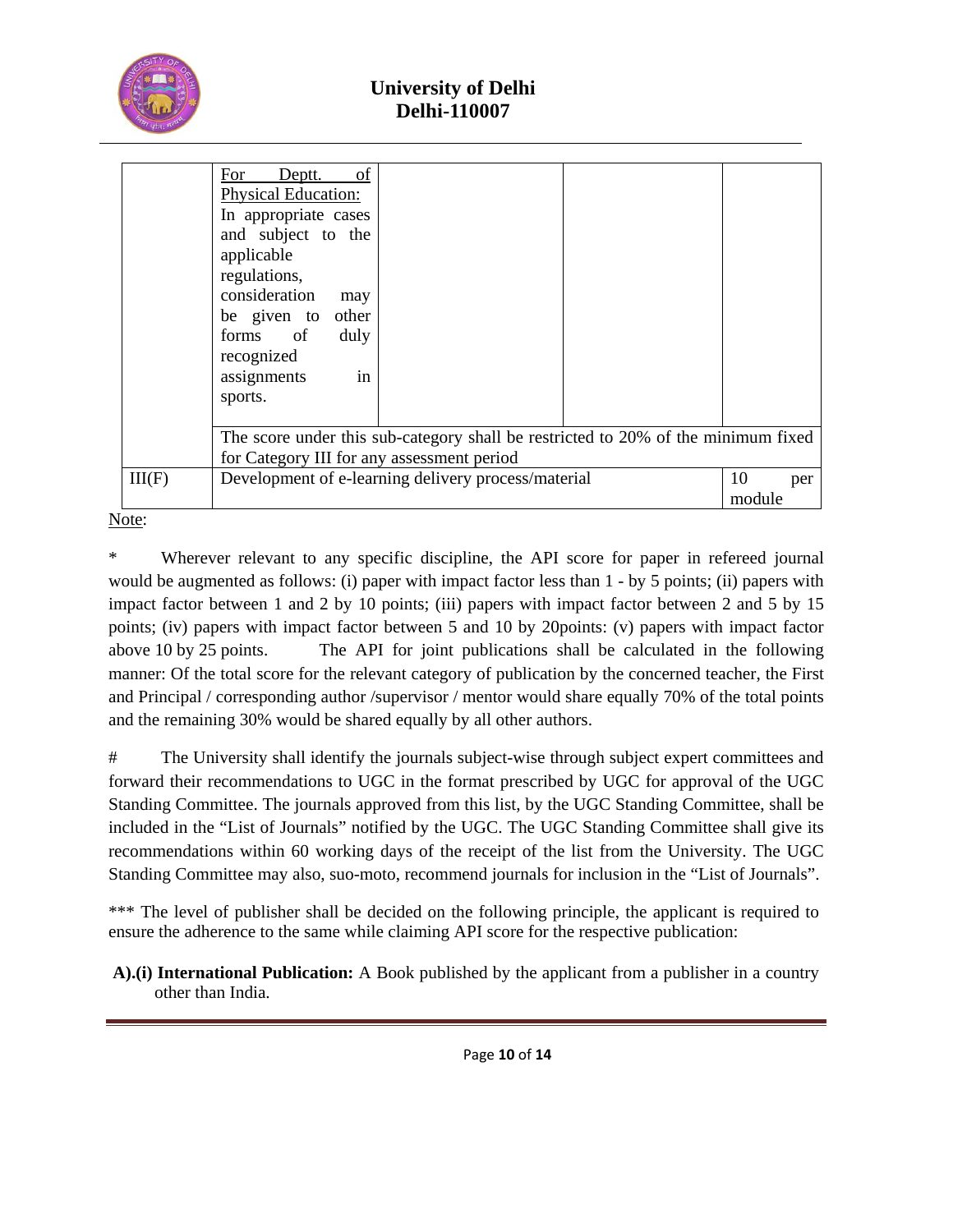| | | | | |
|---|---|---|---|---|
| | For Deptt. of Physical Education: In appropriate cases and subject to the applicable regulations, consideration may be given to other forms of duly recognized assignments in sports. | | | |
| | The score under this sub-category shall be restricted to 20% of the minimum fixed for Category III for any assessment period | | | |
| III(F) | Development of e-learning delivery process/material | | | 10 per module |

Note:

\* Wherever relevant to any specific discipline, the API score for paper in refereed journal would be augmented as follows: (i) paper with impact factor less than 1 - by 5 points; (ii) papers with impact factor between 1 and 2 by 10 points; (iii) papers with impact factor between 2 and 5 by 15 points; (iv) papers with impact factor between 5 and 10 by 20points: (v) papers with impact factor above 10 by 25 points. The API for joint publications shall be calculated in the following manner: Of the total score for the relevant category of publication by the concerned teacher, the First and Principal / corresponding author /supervisor / mentor would share equally 70% of the total points and the remaining 30% would be shared equally by all other authors.

\# The University shall identify the journals subject-wise through subject expert committees and forward their recommendations to UGC in the format prescribed by UGC for approval of the UGC Standing Committee. The journals approved from this list, by the UGC Standing Committee, shall be included in the "List of Journals" notified by the UGC. The UGC Standing Committee shall give its recommendations within 60 working days of the receipt of the list from the University. The UGC Standing Committee may also, suo-moto, recommend journals for inclusion in the "List of Journals".

\*\*\* The level of publisher shall be decided on the following principle, the applicant is required to ensure the adherence to the same while claiming API score for the respective publication:

**A).(i) International Publication:** A Book published by the applicant from a publisher in a country other than India.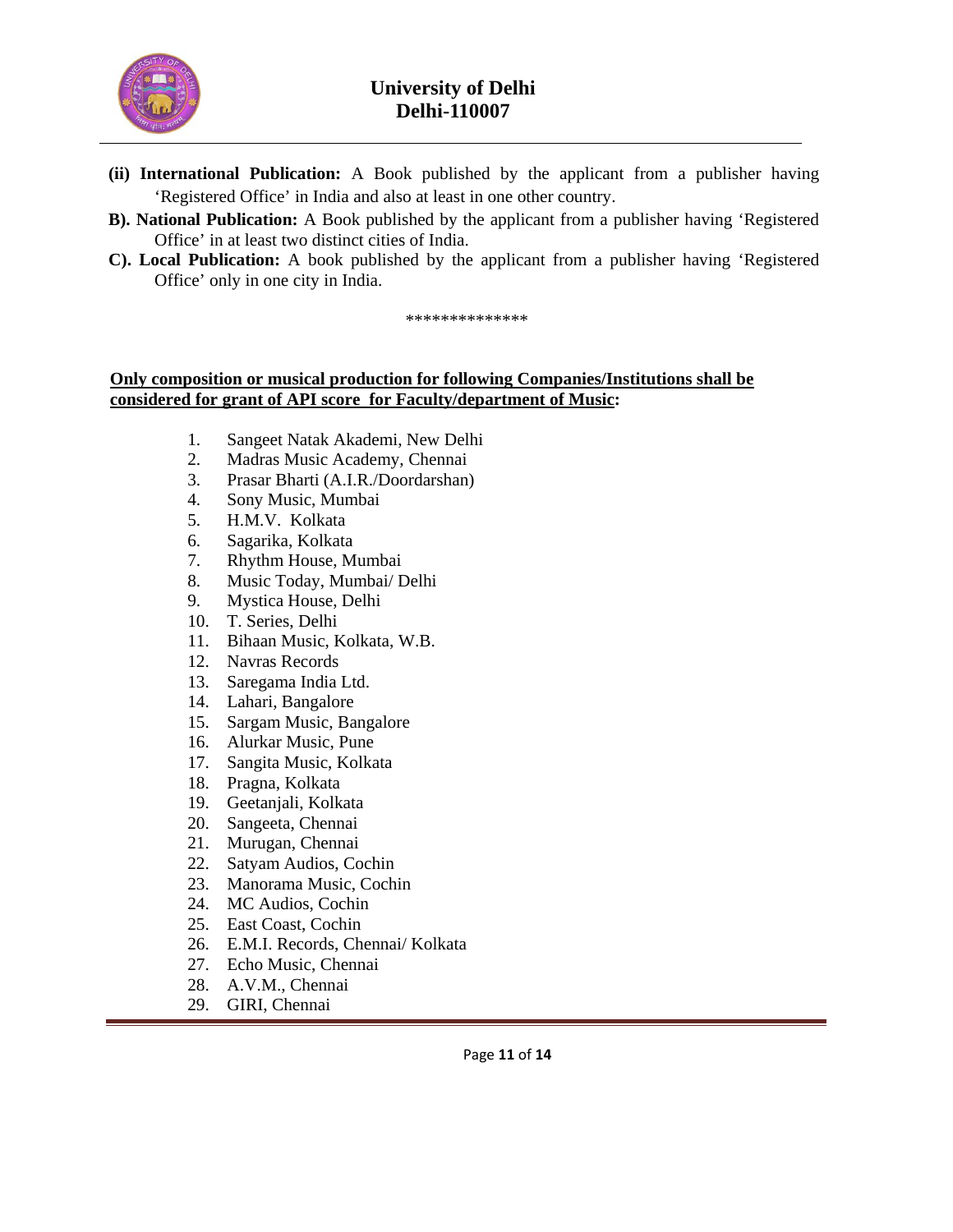**(ii) International Publication:** A Book published by the applicant from a publisher having 'Registered Office' in India and also at least in one other country.

**B). National Publication:** A Book published by the applicant from a publisher having 'Registered Office' in at least two distinct cities of India.

**C). Local Publication:** A book published by the applicant from a publisher having 'Registered Office' only in one city in India.

\*\*\*\*\*\*\*\*\*\*\*\*\*\*

**Only composition or musical production for following Companies/Institutions shall be considered for grant of API score for Faculty/department of Music:**

1. Sangeet Natak Akademi, New Delhi
2. Madras Music Academy, Chennai
3. Prasar Bharti (A.I.R./Doordarshan)
4. Sony Music, Mumbai
5. H.M.V. Kolkata
6. Sagarika, Kolkata
7. Rhythm House, Mumbai
8. Music Today, Mumbai/ Delhi
9. Mystica House, Delhi
10. T. Series, Delhi
11. Bihaan Music, Kolkata, W.B.
12. Navras Records
13. Saregama India Ltd.
14. Lahari, Bangalore
15. Sargam Music, Bangalore
16. Alurkar Music, Pune
17. Sangita Music, Kolkata
18. Pragna, Kolkata
19. Geetanjali, Kolkata
20. Sangeeta, Chennai
21. Murugan, Chennai
22. Satyam Audios, Cochin
23. Manorama Music, Cochin
24. MC Audios, Cochin
25. East Coast, Cochin
26. E.M.I. Records, Chennai/ Kolkata
27. Echo Music, Chennai
28. A.V.M., Chennai
29. GIRI, Chennai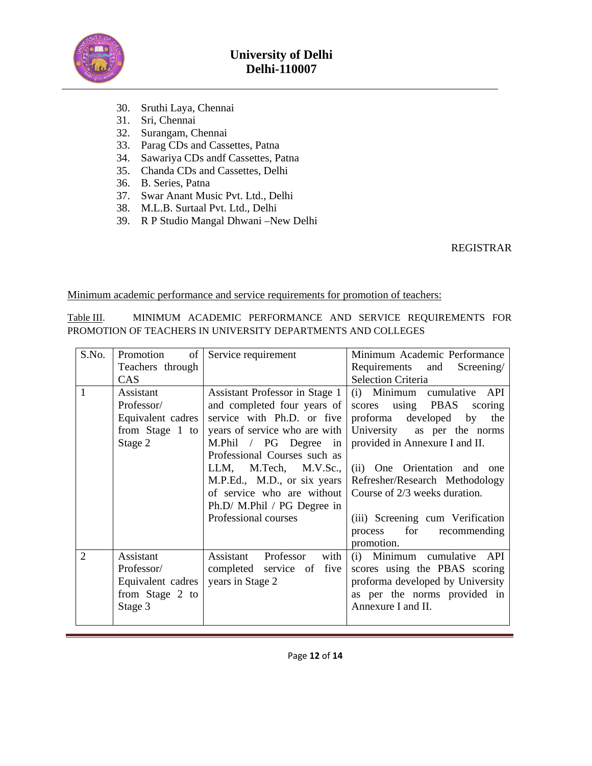30. Sruthi Laya, Chennai
31. Sri, Chennai
32. Surangam, Chennai
33. Parag CDs and Cassettes, Patna
34. Sawariya CDs andf Cassettes, Patna
35. Chanda CDs and Cassettes, Delhi
36. B. Series, Patna
37. Swar Anant Music Pvt. Ltd., Delhi
38. M.L.B. Surtaal Pvt. Ltd., Delhi
39. R P Studio Mangal Dhwani –New Delhi

REGISTRAR

Minimum academic performance and service requirements for promotion of teachers:

Table III. MINIMUM ACADEMIC PERFORMANCE AND SERVICE REQUIREMENTS FOR PROMOTION OF TEACHERS IN UNIVERSITY DEPARTMENTS AND COLLEGES

| S.No. | Promotion of Teachers through CAS | Service requirement | Minimum Academic Performance Requirements and Screening/ Selection Criteria |
|---|---|---|---|
| 1 | Assistant Professor/ Equivalent cadres from Stage 1 to Stage 2 | Assistant Professor in Stage 1 and completed four years of service with Ph.D. or five years of service who are with M.Phil / PG Degree in Professional Courses such as LLM, M.Tech, M.V.Sc., M.P.Ed., M.D., or six years of service who are without Ph.D/ M.Phil / PG Degree in Professional courses | (i) Minimum cumulative API scores using PBAS scoring proforma developed by the University as per the norms provided in Annexure I and II.<br><br>(ii) One Orientation and one Refresher/Research Methodology Course of 2/3 weeks duration.<br><br>(iii) Screening cum Verification process for recommending promotion. |
| 2 | Assistant Professor/ Equivalent cadres from Stage 2 to Stage 3 | Assistant Professor with completed service of five years in Stage 2 | (i) Minimum cumulative API scores using the PBAS scoring proforma developed by University as per the norms provided in Annexure I and II. |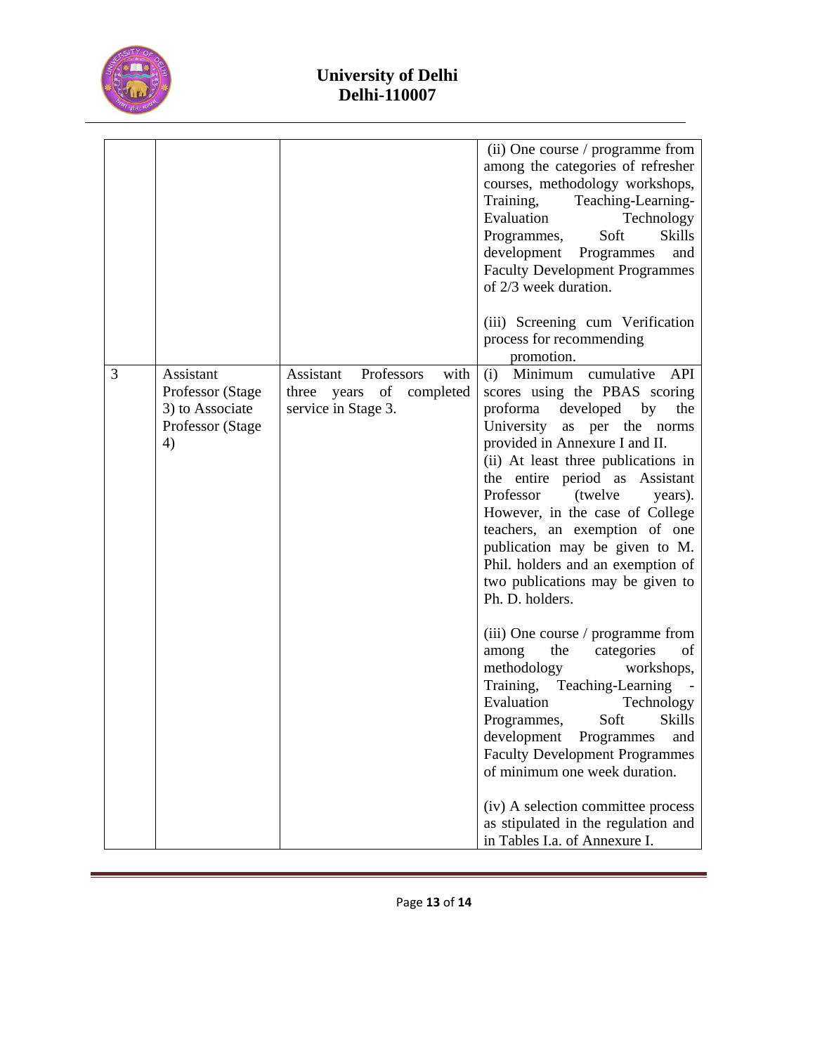| | | | |
|---|---|---|---|
| | | | (ii) One course / programme from among the categories of refresher courses, methodology workshops, Training, Teaching-Learning-Evaluation Technology Programmes, Soft Skills development Programmes and Faculty Development Programmes of 2/3 week duration.<br><br>(iii) Screening cum Verification process for recommending promotion. |
| 3 | Assistant Professor (Stage 3) to Associate Professor (Stage 4) | Assistant Professors with three years of completed service in Stage 3. | (i) Minimum cumulative API scores using the PBAS scoring proforma developed by the University as per the norms provided in Annexure I and II.<br>(ii) At least three publications in the entire period as Assistant Professor (twelve years). However, in the case of College teachers, an exemption of one publication may be given to M. Phil. holders and an exemption of two publications may be given to Ph. D. holders.<br><br>(iii) One course / programme from among the categories of methodology workshops, Training, Teaching-Learning - Evaluation Technology Programmes, Soft Skills development Programmes and Faculty Development Programmes of minimum one week duration.<br><br>(iv) A selection committee process as stipulated in the regulation and in Tables I.a. of Annexure I. |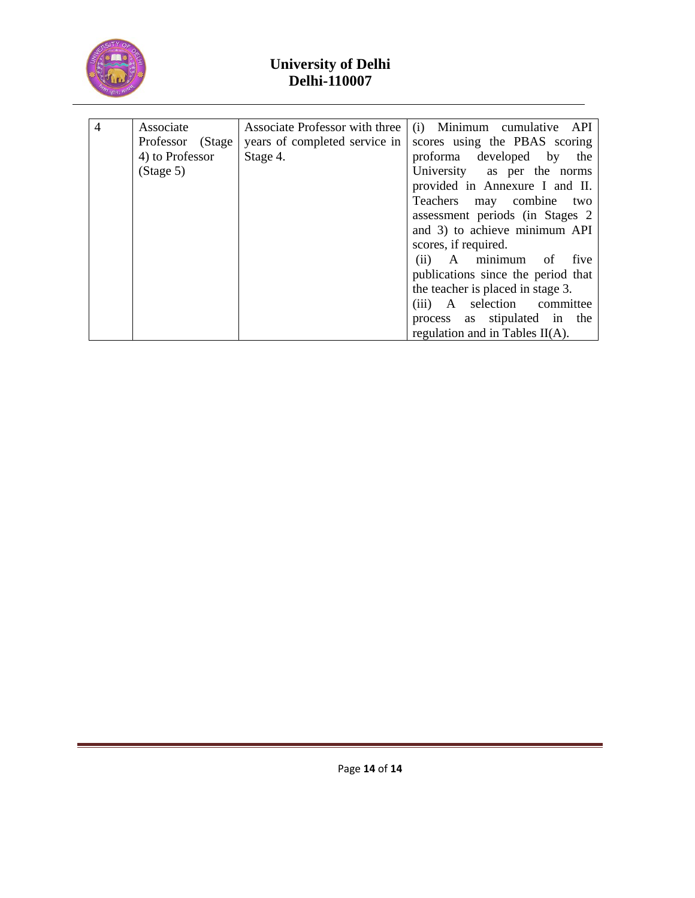| | | | |
|---|---|---|---|
| 4 | Associate Professor (Stage 4) to Professor (Stage 5) | Associate Professor with three years of completed service in Stage 4. | (i) Minimum cumulative API scores using the PBAS scoring proforma developed by the University as per the norms provided in Annexure I and II. Teachers may combine two assessment periods (in Stages 2 and 3) to achieve minimum API scores, if required.<br>(ii) A minimum of five publications since the period that the teacher is placed in stage 3.<br>(iii) A selection committee process as stipulated in the regulation and in Tables II(A). |